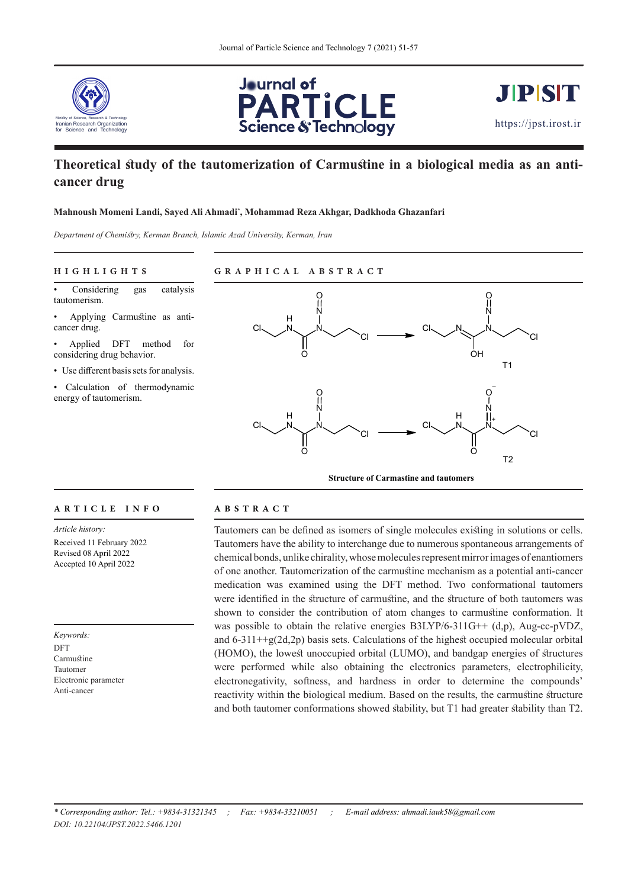# Theoretical study of the tautomerization of Carmustine in a biological media as an anti-cancer drug

**Mahnoush Momeni Landi, Sayed Ali Ahmadi\*, Mohammad Reza Akhgar, Dadkhoda Ghazanfari**

*Department of Chemistry, Kerman Branch, Islamic Azad University, Kerman, Iran*

## HIGHLIGHTS

- Considering gas catalysis tautomerism.
- Applying Carmustine as anti-cancer drug.
- Applied DFT method for considering drug behavior.
- Use different basis sets for analysis.
- Calculation of thermodynamic energy of tautomerism.

## GRAPHICAL ABSTRACT

**Structure of Carmastine and tautomers**

## ARTICLE INFO

*Article history:*

Received 11 February 2022
Revised 08 April 2022
Accepted 10 April 2022

*Keywords:*

DFT
Carmustine
Tautomer
Electronic parameter
Anti-cancer

## ABSTRACT

Tautomers can be defined as isomers of single molecules existing in solutions or cells. Tautomers have the ability to interchange due to numerous spontaneous arrangements of chemical bonds, unlike chirality, whose molecules represent mirror images of enantiomers of one another. Tautomerization of the carmustine mechanism as a potential anti-cancer medication was examined using the DFT method. Two conformational tautomers were identified in the structure of carmustine, and the structure of both tautomers was shown to consider the contribution of atom changes to carmustine conformation. It was possible to obtain the relative energies B3LYP/6-311G++ (d,p), Aug-cc-pVDZ, and 6-311++g(2d,2p) basis sets. Calculations of the highest occupied molecular orbital (HOMO), the lowest unoccupied orbital (LUMO), and bandgap energies of structures were performed while also obtaining the electronics parameters, electrophilicity, electronegativity, softness, and hardness in order to determine the compounds' reactivity within the biological medium. Based on the results, the carmustine structure and both tautomer conformations showed stability, but T1 had greater stability than T2.

---

*\* Corresponding author: Tel.: +9834-31321345 ; Fax: +9834-33210051 ; E-mail address: ahmadi.iauk58@gmail.com*
*DOI: 10.22104/JPST.2022.5466.1201*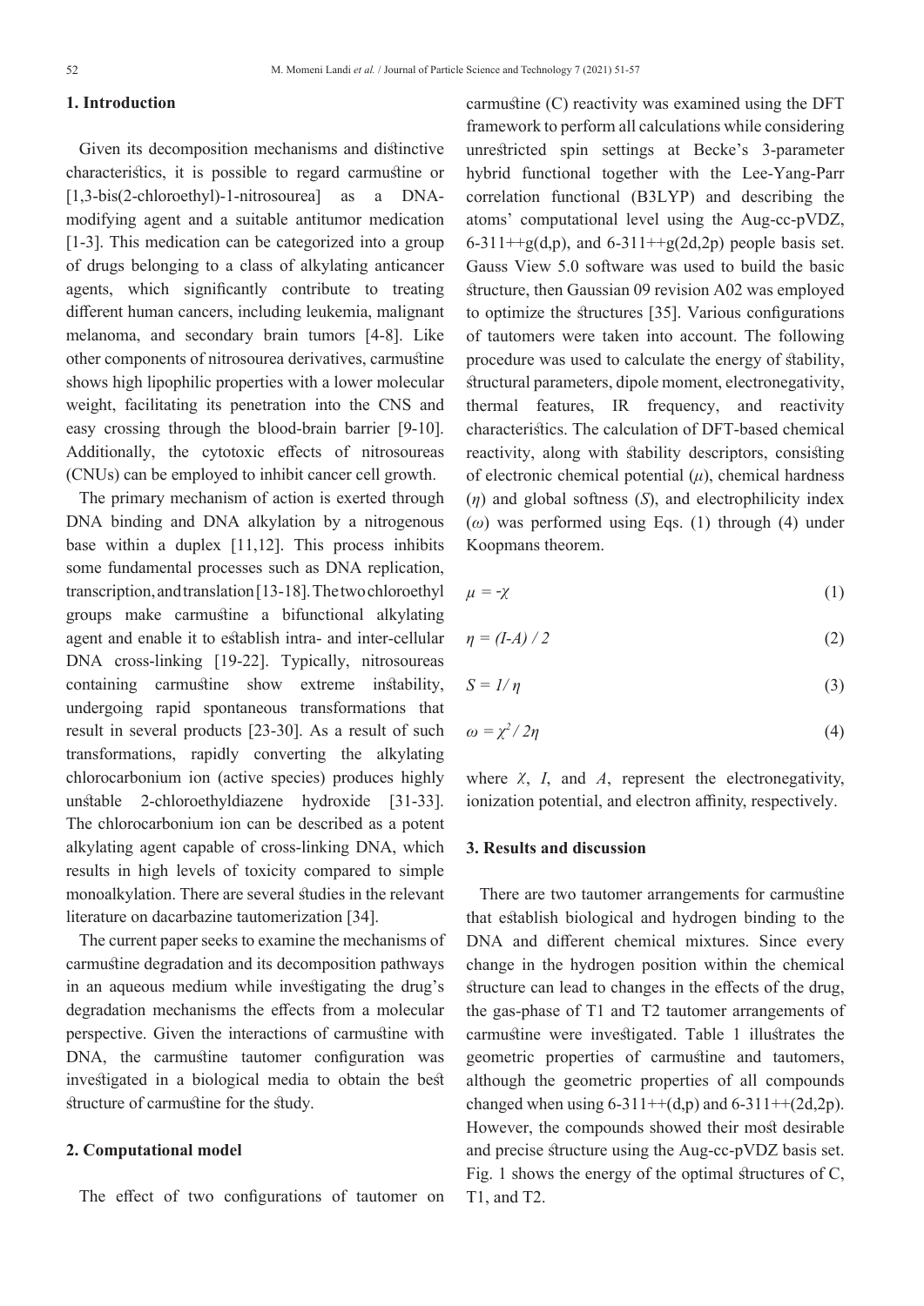## 1. Introduction

Given its decomposition mechanisms and distinctive characteristics, it is possible to regard carmustine or [1,3-bis(2-chloroethyl)-1-nitrosourea] as a DNA-modifying agent and a suitable antitumor medication [1-3]. This medication can be categorized into a group of drugs belonging to a class of alkylating anticancer agents, which significantly contribute to treating different human cancers, including leukemia, malignant melanoma, and secondary brain tumors [4-8]. Like other components of nitrosourea derivatives, carmustine shows high lipophilic properties with a lower molecular weight, facilitating its penetration into the CNS and easy crossing through the blood-brain barrier [9-10]. Additionally, the cytotoxic effects of nitrosoureas (CNUs) can be employed to inhibit cancer cell growth.

The primary mechanism of action is exerted through DNA binding and DNA alkylation by a nitrogenous base within a duplex [11,12]. This process inhibits some fundamental processes such as DNA replication, transcription, and translation [13-18]. The two chloroethyl groups make carmustine a bifunctional alkylating agent and enable it to establish intra- and inter-cellular DNA cross-linking [19-22]. Typically, nitrosoureas containing carmustine show extreme instability, undergoing rapid spontaneous transformations that result in several products [23-30]. As a result of such transformations, rapidly converting the alkylating chlorocarbonium ion (active species) produces highly unstable 2-chloroethyldiazene hydroxide [31-33]. The chlorocarbonium ion can be described as a potent alkylating agent capable of cross-linking DNA, which results in high levels of toxicity compared to simple monoalkylation. There are several studies in the relevant literature on dacarbazine tautomerization [34].

The current paper seeks to examine the mechanisms of carmustine degradation and its decomposition pathways in an aqueous medium while investigating the drug's degradation mechanisms the effects from a molecular perspective. Given the interactions of carmustine with DNA, the carmustine tautomer configuration was investigated in a biological media to obtain the best structure of carmustine for the study.

## 2. Computational model

The effect of two configurations of tautomer on carmustine (C) reactivity was examined using the DFT framework to perform all calculations while considering unrestricted spin settings at Becke's 3-parameter hybrid functional together with the Lee-Yang-Parr correlation functional (B3LYP) and describing the atoms' computational level using the Aug-cc-pVDZ, 6-311++g(d,p), and 6-311++g(2d,2p) people basis set. Gauss View 5.0 software was used to build the basic structure, then Gaussian 09 revision A02 was employed to optimize the structures [35]. Various configurations of tautomers were taken into account. The following procedure was used to calculate the energy of stability, structural parameters, dipole moment, electronegativity, thermal features, IR frequency, and reactivity characteristics. The calculation of DFT-based chemical reactivity, along with stability descriptors, consisting of electronic chemical potential ($\mu$), chemical hardness ($\eta$) and global softness ($S$), and electrophilicity index ($\omega$) was performed using Eqs. (1) through (4) under Koopmans theorem.

$$\mu = -\chi \tag{1}$$

$$\eta = (I-A) / 2 \tag{2}$$

$$S = 1/ \eta \tag{3}$$

$$\omega = \chi^2 / 2\eta \tag{4}$$

where $\chi$, $I$, and $A$, represent the electronegativity, ionization potential, and electron affinity, respectively.

## 3. Results and discussion

There are two tautomer arrangements for carmustine that establish biological and hydrogen binding to the DNA and different chemical mixtures. Since every change in the hydrogen position within the chemical structure can lead to changes in the effects of the drug, the gas-phase of T1 and T2 tautomer arrangements of carmustine were investigated. Table 1 illustrates the geometric properties of carmustine and tautomers, although the geometric properties of all compounds changed when using 6-311++(d,p) and 6-311++(2d,2p). However, the compounds showed their most desirable and precise structure using the Aug-cc-pVDZ basis set. Fig. 1 shows the energy of the optimal structures of C, T1, and T2.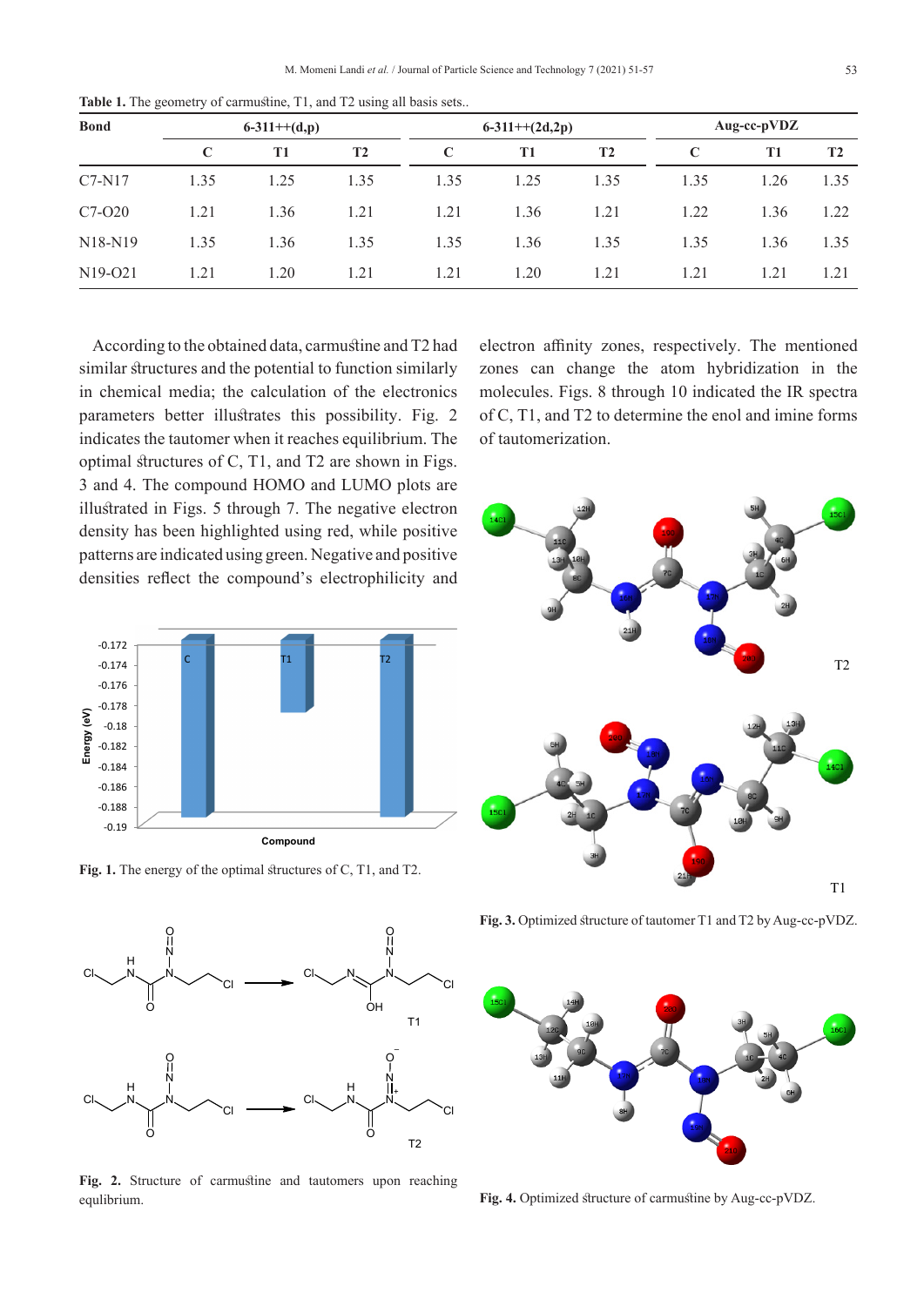**Table 1.** The geometry of carmustine, T1, and T2 using all basis sets..

| Bond | 6-311++(d,p) | | | 6-311++(2d,2p) | | | Aug-cc-pVDZ | | |
|---|---|---|---|---|---|---|---|---|---|
| | C | T1 | T2 | C | T1 | T2 | C | T1 | T2 |
| C7-N17 | 1.35 | 1.25 | 1.35 | 1.35 | 1.25 | 1.35 | 1.35 | 1.26 | 1.35 |
| C7-O20 | 1.21 | 1.36 | 1.21 | 1.21 | 1.36 | 1.21 | 1.22 | 1.36 | 1.22 |
| N18-N19 | 1.35 | 1.36 | 1.35 | 1.35 | 1.36 | 1.35 | 1.35 | 1.36 | 1.35 |
| N19-O21 | 1.21 | 1.20 | 1.21 | 1.21 | 1.20 | 1.21 | 1.21 | 1.21 | 1.21 |

According to the obtained data, carmustine and T2 had similar structures and the potential to function similarly in chemical media; the calculation of the electronics parameters better illustrates this possibility. Fig. 2 indicates the tautomer when it reaches equilibrium. The optimal structures of C, T1, and T2 are shown in Figs. 3 and 4. The compound HOMO and LUMO plots are illustrated in Figs. 5 through 7. The negative electron density has been highlighted using red, while positive patterns are indicated using green. Negative and positive densities reflect the compound's electrophilicity and electron affinity zones, respectively. The mentioned zones can change the atom hybridization in the molecules. Figs. 8 through 10 indicated the IR spectra of C, T1, and T2 to determine the enol and imine forms of tautomerization.

**Fig. 1.** The energy of the optimal structures of C, T1, and T2.

**Fig. 2.** Structure of carmustine and tautomers upon reaching equlibrium.

**Fig. 3.** Optimized structure of tautomer T1 and T2 by Aug-cc-pVDZ.

**Fig. 4.** Optimized structure of carmustine by Aug-cc-pVDZ.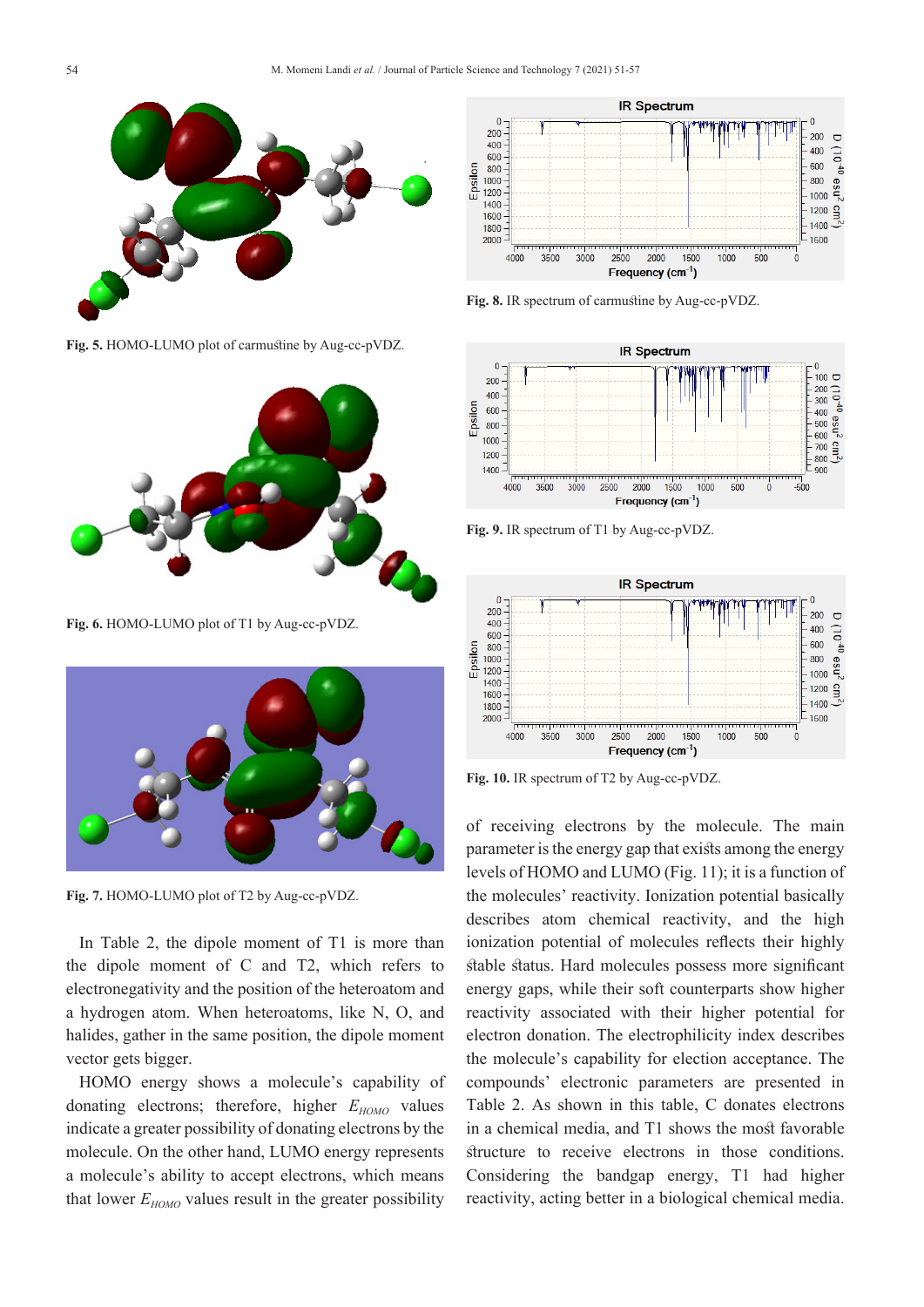Fig. 5. HOMO-LUMO plot of carmustine by Aug-cc-pVDZ.

Fig. 6. HOMO-LUMO plot of T1 by Aug-cc-pVDZ.

Fig. 7. HOMO-LUMO plot of T2 by Aug-cc-pVDZ.

Fig. 8. IR spectrum of carmustine by Aug-cc-pVDZ.

Fig. 9. IR spectrum of T1 by Aug-cc-pVDZ.

Fig. 10. IR spectrum of T2 by Aug-cc-pVDZ.

In Table 2, the dipole moment of T1 is more than the dipole moment of C and T2, which refers to electronegativity and the position of the heteroatom and a hydrogen atom. When heteroatoms, like N, O, and halides, gather in the same position, the dipole moment vector gets bigger.

HOMO energy shows a molecule's capability of donating electrons; therefore, higher $E_{HOMO}$ values indicate a greater possibility of donating electrons by the molecule. On the other hand, LUMO energy represents a molecule's ability to accept electrons, which means that lower $E_{HOMO}$ values result in the greater possibility of receiving electrons by the molecule. The main parameter is the energy gap that exists among the energy levels of HOMO and LUMO (Fig. 11); it is a function of the molecules' reactivity. Ionization potential basically describes atom chemical reactivity, and the high ionization potential of molecules reflects their highly stable status. Hard molecules possess more significant energy gaps, while their soft counterparts show higher reactivity associated with their higher potential for electron donation. The electrophilicity index describes the molecule's capability for election acceptance. The compounds' electronic parameters are presented in Table 2. As shown in this table, C donates electrons in a chemical media, and T1 shows the most favorable structure to receive electrons in those conditions. Considering the bandgap energy, T1 had higher reactivity, acting better in a biological chemical media.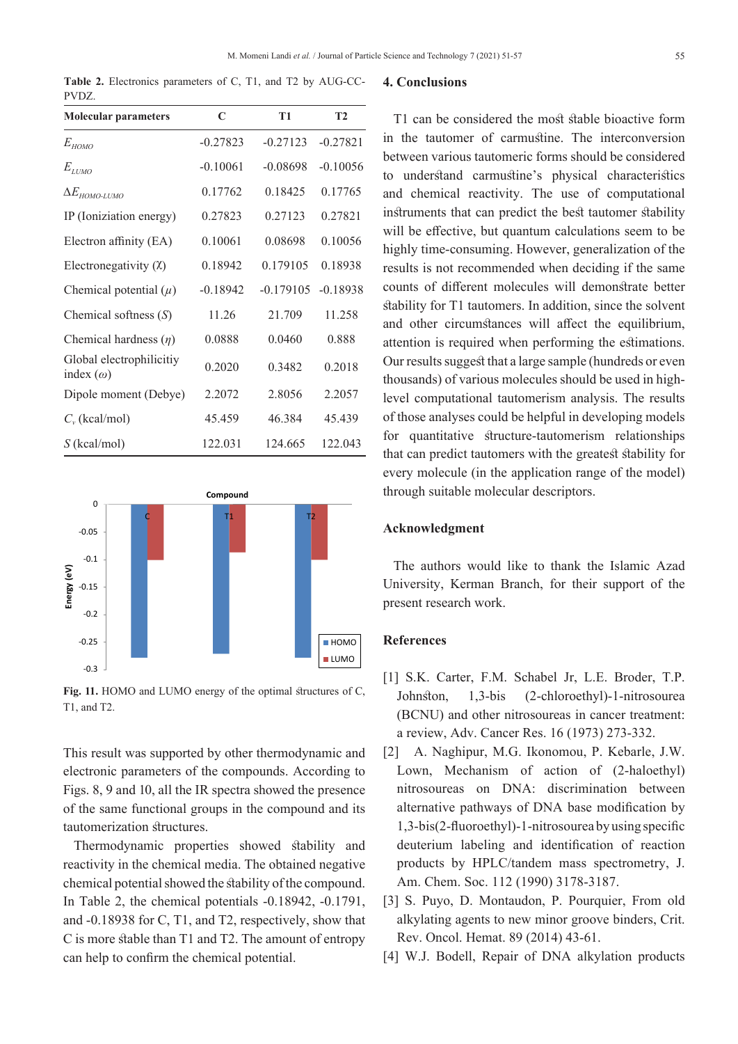**Table 2.** Electronics parameters of C, T1, and T2 by AUG-CC-PVDZ.

| Molecular parameters | C | T1 | T2 |
|---|---|---|---|
| $E_{HOMO}$ | -0.27823 | -0.27123 | -0.27821 |
| $E_{LUMO}$ | -0.10061 | -0.08698 | -0.10056 |
| $\Delta E_{HOMO\text{-}LUMO}$ | 0.17762 | 0.18425 | 0.17765 |
| IP (Ioniziation energy) | 0.27823 | 0.27123 | 0.27821 |
| Electron affinity (EA) | 0.10061 | 0.08698 | 0.10056 |
| Electronegativity ($\chi$) | 0.18942 | 0.179105 | 0.18938 |
| Chemical potential ($\mu$) | -0.18942 | -0.179105 | -0.18938 |
| Chemical softness ($S$) | 11.26 | 21.709 | 11.258 |
| Chemical hardness ($\eta$) | 0.0888 | 0.0460 | 0.888 |
| Global electrophilicitiy index ($\omega$) | 0.2020 | 0.3482 | 0.2018 |
| Dipole moment (Debye) | 2.2072 | 2.8056 | 2.2057 |
| $C_v$ (kcal/mol) | 45.459 | 46.384 | 45.439 |
| $S$ (kcal/mol) | 122.031 | 124.665 | 122.043 |

**Fig. 11.** HOMO and LUMO energy of the optimal structures of C, T1, and T2.

This result was supported by other thermodynamic and electronic parameters of the compounds. According to Figs. 8, 9 and 10, all the IR spectra showed the presence of the same functional groups in the compound and its tautomerization structures.

Thermodynamic properties showed stability and reactivity in the chemical media. The obtained negative chemical potential showed the stability of the compound. In Table 2, the chemical potentials -0.18942, -0.1791, and -0.18938 for C, T1, and T2, respectively, show that C is more stable than T1 and T2. The amount of entropy can help to confirm the chemical potential.

## 4. Conclusions

T1 can be considered the most stable bioactive form in the tautomer of carmustine. The interconversion between various tautomeric forms should be considered to understand carmustine's physical characteristics and chemical reactivity. The use of computational instruments that can predict the best tautomer stability will be effective, but quantum calculations seem to be highly time-consuming. However, generalization of the results is not recommended when deciding if the same counts of different molecules will demonstrate better stability for T1 tautomers. In addition, since the solvent and other circumstances will affect the equilibrium, attention is required when performing the estimations. Our results suggest that a large sample (hundreds or even thousands) of various molecules should be used in high-level computational tautomerism analysis. The results of those analyses could be helpful in developing models for quantitative structure-tautomerism relationships that can predict tautomers with the greatest stability for every molecule (in the application range of the model) through suitable molecular descriptors.

## Acknowledgment

The authors would like to thank the Islamic Azad University, Kerman Branch, for their support of the present research work.

## References

[1] S.K. Carter, F.M. Schabel Jr, L.E. Broder, T.P. Johnston, 1,3-bis (2-chloroethyl)-1-nitrosourea (BCNU) and other nitrosoureas in cancer treatment: a review, Adv. Cancer Res. 16 (1973) 273-332.

[2] A. Naghipur, M.G. Ikonomou, P. Kebarle, J.W. Lown, Mechanism of action of (2-haloethyl) nitrosoureas on DNA: discrimination between alternative pathways of DNA base modification by 1,3-bis(2-fluoroethyl)-1-nitrosourea by using specific deuterium labeling and identification of reaction products by HPLC/tandem mass spectrometry, J. Am. Chem. Soc. 112 (1990) 3178-3187.

[3] S. Puyo, D. Montaudon, P. Pourquier, From old alkylating agents to new minor groove binders, Crit. Rev. Oncol. Hemat. 89 (2014) 43-61.

[4] W.J. Bodell, Repair of DNA alkylation products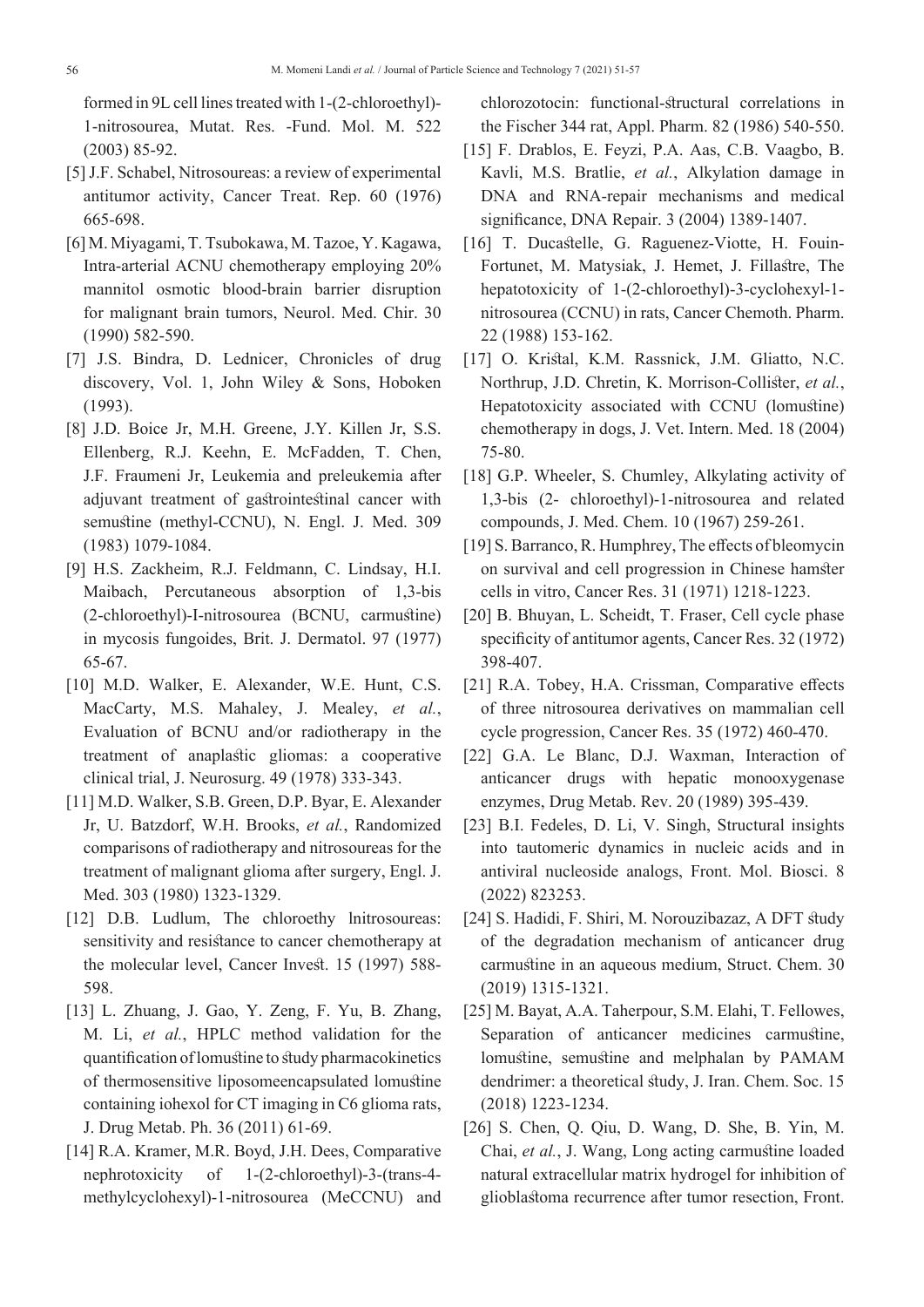formed in 9L cell lines treated with 1-(2-chloroethyl)-1-nitrosourea, Mutat. Res. -Fund. Mol. M. 522 (2003) 85-92.

[5] J.F. Schabel, Nitrosoureas: a review of experimental antitumor activity, Cancer Treat. Rep. 60 (1976) 665-698.

[6] M. Miyagami, T. Tsubokawa, M. Tazoe, Y. Kagawa, Intra-arterial ACNU chemotherapy employing 20% mannitol osmotic blood-brain barrier disruption for malignant brain tumors, Neurol. Med. Chir. 30 (1990) 582-590.

[7] J.S. Bindra, D. Lednicer, Chronicles of drug discovery, Vol. 1, John Wiley & Sons, Hoboken (1993).

[8] J.D. Boice Jr, M.H. Greene, J.Y. Killen Jr, S.S. Ellenberg, R.J. Keehn, E. McFadden, T. Chen, J.F. Fraumeni Jr, Leukemia and preleukemia after adjuvant treatment of gastrointestinal cancer with semustine (methyl-CCNU), N. Engl. J. Med. 309 (1983) 1079-1084.

[9] H.S. Zackheim, R.J. Feldmann, C. Lindsay, H.I. Maibach, Percutaneous absorption of 1,3-bis (2-chloroethyl)-I-nitrosourea (BCNU, carmustine) in mycosis fungoides, Brit. J. Dermatol. 97 (1977) 65-67.

[10] M.D. Walker, E. Alexander, W.E. Hunt, C.S. MacCarty, M.S. Mahaley, J. Mealey, *et al.*, Evaluation of BCNU and/or radiotherapy in the treatment of anaplastic gliomas: a cooperative clinical trial, J. Neurosurg. 49 (1978) 333-343.

[11] M.D. Walker, S.B. Green, D.P. Byar, E. Alexander Jr, U. Batzdorf, W.H. Brooks, *et al.*, Randomized comparisons of radiotherapy and nitrosoureas for the treatment of malignant glioma after surgery, Engl. J. Med. 303 (1980) 1323-1329.

[12] D.B. Ludlum, The chloroethy lnitrosoureas: sensitivity and resistance to cancer chemotherapy at the molecular level, Cancer Invest. 15 (1997) 588-598.

[13] L. Zhuang, J. Gao, Y. Zeng, F. Yu, B. Zhang, M. Li, *et al.*, HPLC method validation for the quantification of lomustine to study pharmacokinetics of thermosensitive liposomeencapsulated lomustine containing iohexol for CT imaging in C6 glioma rats, J. Drug Metab. Ph. 36 (2011) 61-69.

[14] R.A. Kramer, M.R. Boyd, J.H. Dees, Comparative nephrotoxicity of 1-(2-chloroethyl)-3-(trans-4-methylcyclohexyl)-1-nitrosourea (MeCCNU) and chlorozotocin: functional-structural correlations in the Fischer 344 rat, Appl. Pharm. 82 (1986) 540-550.

[15] F. Drablos, E. Feyzi, P.A. Aas, C.B. Vaagbo, B. Kavli, M.S. Bratlie, *et al.*, Alkylation damage in DNA and RNA-repair mechanisms and medical significance, DNA Repair. 3 (2004) 1389-1407.

[16] T. Ducastelle, G. Raguenez-Viotte, H. Fouin-Fortunet, M. Matysiak, J. Hemet, J. Fillastre, The hepatotoxicity of 1-(2-chloroethyl)-3-cyclohexyl-1-nitrosourea (CCNU) in rats, Cancer Chemoth. Pharm. 22 (1988) 153-162.

[17] O. Kristal, K.M. Rassnick, J.M. Gliatto, N.C. Northrup, J.D. Chretin, K. Morrison-Collister, *et al.*, Hepatotoxicity associated with CCNU (lomustine) chemotherapy in dogs, J. Vet. Intern. Med. 18 (2004) 75-80.

[18] G.P. Wheeler, S. Chumley, Alkylating activity of 1,3-bis (2- chloroethyl)-1-nitrosourea and related compounds, J. Med. Chem. 10 (1967) 259-261.

[19] S. Barranco, R. Humphrey, The effects of bleomycin on survival and cell progression in Chinese hamster cells in vitro, Cancer Res. 31 (1971) 1218-1223.

[20] B. Bhuyan, L. Scheidt, T. Fraser, Cell cycle phase specificity of antitumor agents, Cancer Res. 32 (1972) 398-407.

[21] R.A. Tobey, H.A. Crissman, Comparative effects of three nitrosourea derivatives on mammalian cell cycle progression, Cancer Res. 35 (1972) 460-470.

[22] G.A. Le Blanc, D.J. Waxman, Interaction of anticancer drugs with hepatic monooxygenase enzymes, Drug Metab. Rev. 20 (1989) 395-439.

[23] B.I. Fedeles, D. Li, V. Singh, Structural insights into tautomeric dynamics in nucleic acids and in antiviral nucleoside analogs, Front. Mol. Biosci. 8 (2022) 823253.

[24] S. Hadidi, F. Shiri, M. Norouzibazaz, A DFT study of the degradation mechanism of anticancer drug carmustine in an aqueous medium, Struct. Chem. 30 (2019) 1315-1321.

[25] M. Bayat, A.A. Taherpour, S.M. Elahi, T. Fellowes, Separation of anticancer medicines carmustine, lomustine, semustine and melphalan by PAMAM dendrimer: a theoretical study, J. Iran. Chem. Soc. 15 (2018) 1223-1234.

[26] S. Chen, Q. Qiu, D. Wang, D. She, B. Yin, M. Chai, *et al.*, J. Wang, Long acting carmustine loaded natural extracellular matrix hydrogel for inhibition of glioblastoma recurrence after tumor resection, Front.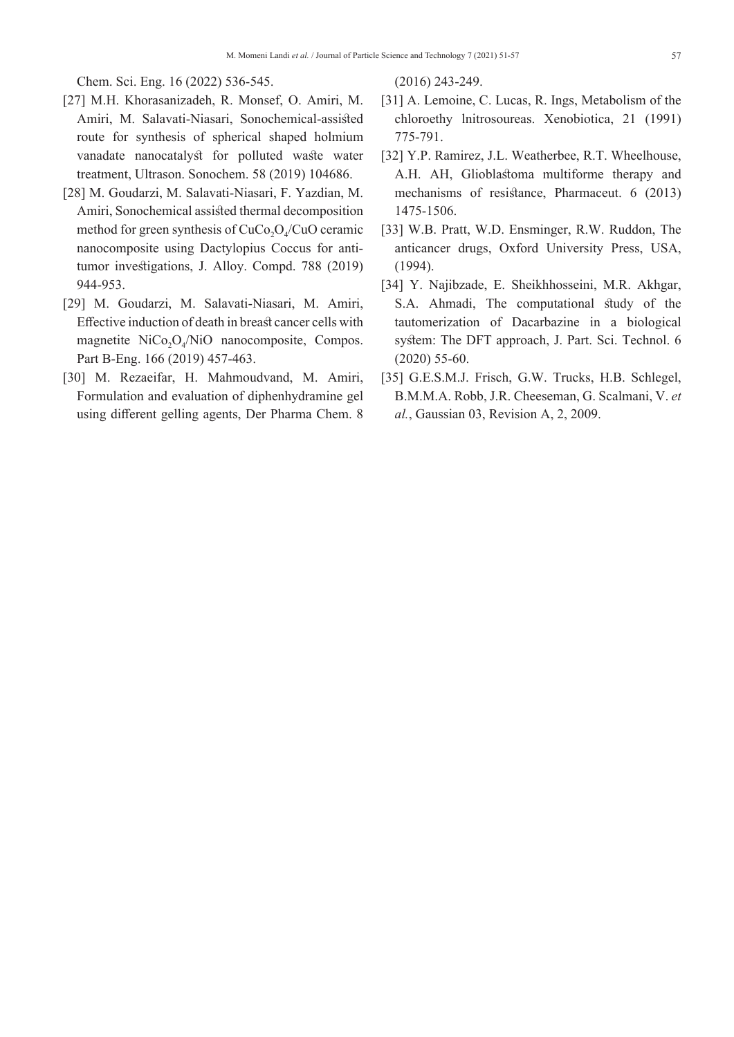Chem. Sci. Eng. 16 (2022) 536-545.

[27] M.H. Khorasanizadeh, R. Monsef, O. Amiri, M. Amiri, M. Salavati-Niasari, Sonochemical-assisted route for synthesis of spherical shaped holmium vanadate nanocatalyst for polluted waste water treatment, Ultrason. Sonochem. 58 (2019) 104686.

[28] M. Goudarzi, M. Salavati-Niasari, F. Yazdian, M. Amiri, Sonochemical assisted thermal decomposition method for green synthesis of $CuCo_2O_4$/CuO ceramic nanocomposite using Dactylopius Coccus for anti-tumor investigations, J. Alloy. Compd. 788 (2019) 944-953.

[29] M. Goudarzi, M. Salavati-Niasari, M. Amiri, Effective induction of death in breast cancer cells with magnetite $NiCo_2O_4$/NiO nanocomposite, Compos. Part B-Eng. 166 (2019) 457-463.

[30] M. Rezaeifar, H. Mahmoudvand, M. Amiri, Formulation and evaluation of diphenhydramine gel using different gelling agents, Der Pharma Chem. 8 (2016) 243-249.

[31] A. Lemoine, C. Lucas, R. Ings, Metabolism of the chloroethy lnitrosoureas. Xenobiotica, 21 (1991) 775-791.

[32] Y.P. Ramirez, J.L. Weatherbee, R.T. Wheelhouse, A.H. AH, Glioblastoma multiforme therapy and mechanisms of resistance, Pharmaceut. 6 (2013) 1475-1506.

[33] W.B. Pratt, W.D. Ensminger, R.W. Ruddon, The anticancer drugs, Oxford University Press, USA, (1994).

[34] Y. Najibzade, E. Sheikhhosseini, M.R. Akhgar, S.A. Ahmadi, The computational study of the tautomerization of Dacarbazine in a biological system: The DFT approach, J. Part. Sci. Technol. 6 (2020) 55-60.

[35] G.E.S.M.J. Frisch, G.W. Trucks, H.B. Schlegel, B.M.M.A. Robb, J.R. Cheeseman, G. Scalmani, V. *et al.*, Gaussian 03, Revision A, 2, 2009.